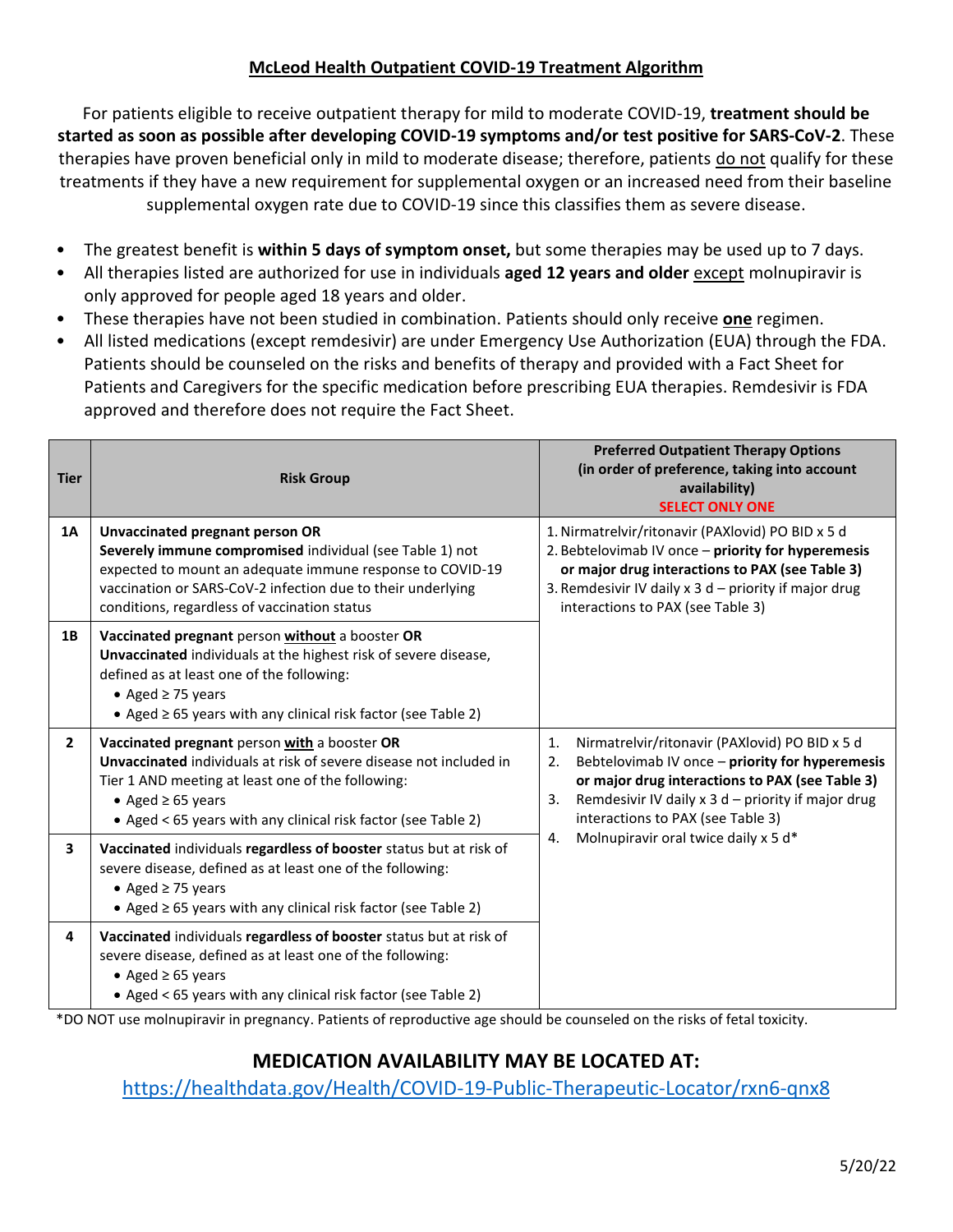# McLeod Health Outpatient COVID-19 Treatment Algorithm

For patients eligible to receive outpatient therapy for mild to moderate COVID-19, **treatment should be started as soon as possible after developing COVID-19 symptoms and/or test positive for SARS-CoV-2**. These therapies have proven beneficial only in mild to moderate disease; therefore, patients do not qualify for these treatments if they have a new requirement for supplemental oxygen or an increased need from their baseline supplemental oxygen rate due to COVID-19 since this classifies them as severe disease.

- The greatest benefit is **within 5 days of symptom onset,** but some therapies may be used up to 7 days.
- All therapies listed are authorized for use in individuals **aged 12 years and older** except molnupiravir is only approved for people aged 18 years and older.
- These therapies have not been studied in combination. Patients should only receive **one** regimen.
- All listed medications (except remdesivir) are under Emergency Use Authorization (EUA) through the FDA. Patients should be counseled on the risks and benefits of therapy and provided with a Fact Sheet for Patients and Caregivers for the specific medication before prescribing EUA therapies. Remdesivir is FDA approved and therefore does not require the Fact Sheet.

| Tier | Risk Group | Preferred Outpatient Therapy Options (in order of preference, taking into account availability) SELECT ONLY ONE |
|---|---|---|
| 1A | **Unvaccinated pregnant person OR** **Severely immune compromised** individual (see Table 1) not expected to mount an adequate immune response to COVID-19 vaccination or SARS-CoV-2 infection due to their underlying conditions, regardless of vaccination status | 1. Nirmatrelvir/ritonavir (PAXlovid) PO BID x 5 d<br>2. Bebtelovimab IV once – **priority for hyperemesis or major drug interactions to PAX (see Table 3)**<br>3. Remdesivir IV daily x 3 d – priority if major drug interactions to PAX (see Table 3) |
| 1B | **Vaccinated pregnant** person **without** a booster **OR** **Unvaccinated** individuals at the highest risk of severe disease, defined as at least one of the following:<br>• Aged ≥ 75 years<br>• Aged ≥ 65 years with any clinical risk factor (see Table 2) | |
| 2 | **Vaccinated pregnant** person **with** a booster **OR** **Unvaccinated** individuals at risk of severe disease not included in Tier 1 AND meeting at least one of the following:<br>• Aged ≥ 65 years<br>• Aged < 65 years with any clinical risk factor (see Table 2) | 1. Nirmatrelvir/ritonavir (PAXlovid) PO BID x 5 d<br>2. Bebtelovimab IV once – **priority for hyperemesis or major drug interactions to PAX (see Table 3)**<br>3. Remdesivir IV daily x 3 d – priority if major drug interactions to PAX (see Table 3)<br>4. Molnupiravir oral twice daily x 5 d* |
| 3 | **Vaccinated** individuals **regardless of booster** status but at risk of severe disease, defined as at least one of the following:<br>• Aged ≥ 75 years<br>• Aged ≥ 65 years with any clinical risk factor (see Table 2) | |
| 4 | **Vaccinated** individuals **regardless of booster** status but at risk of severe disease, defined as at least one of the following:<br>• Aged ≥ 65 years<br>• Aged < 65 years with any clinical risk factor (see Table 2) | |

*DO NOT use molnupiravir in pregnancy. Patients of reproductive age should be counseled on the risks of fetal toxicity.

## MEDICATION AVAILABILITY MAY BE LOCATED AT:

https://healthdata.gov/Health/COVID-19-Public-Therapeutic-Locator/rxn6-qnx8

5/20/22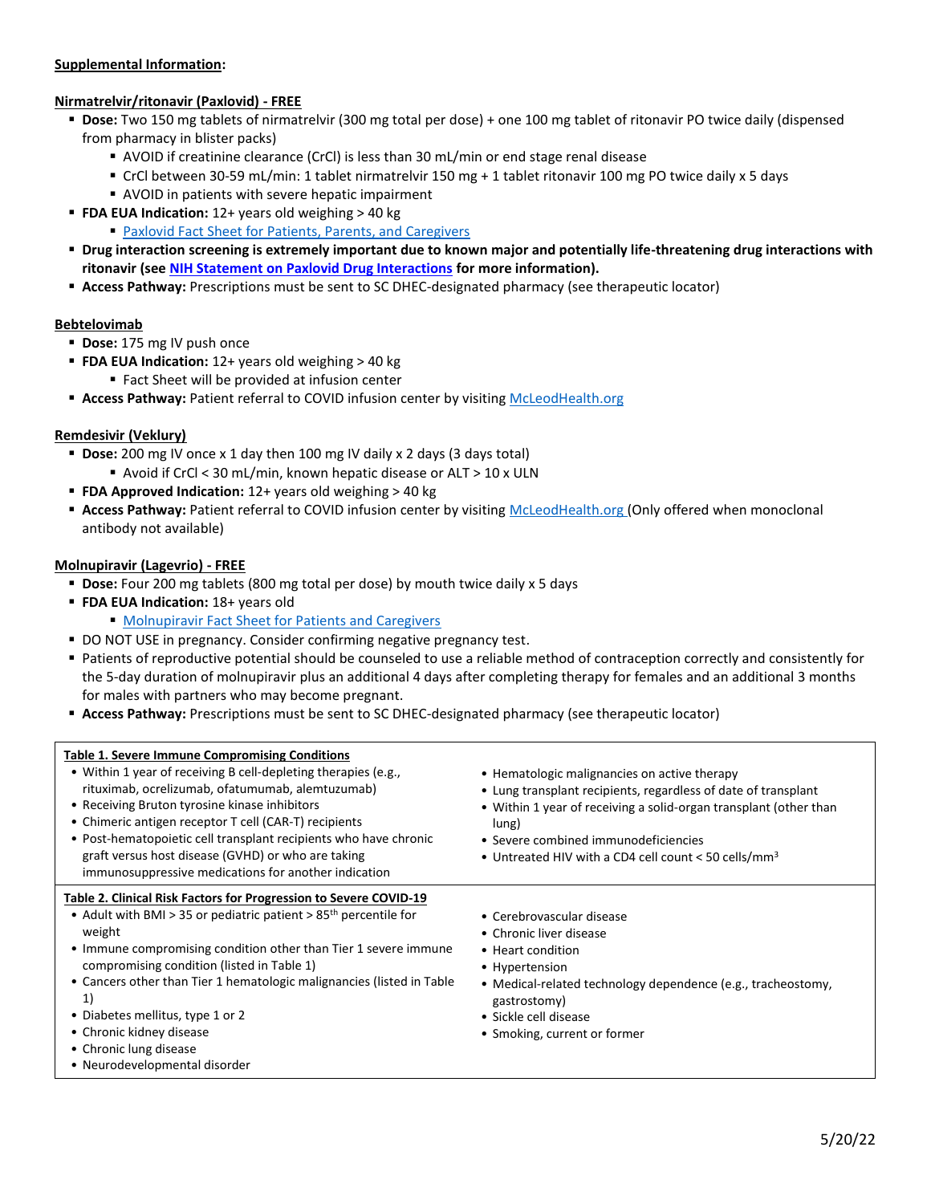**Supplemental Information:**

**Nirmatrelvir/ritonavir (Paxlovid) - FREE**

- **Dose:** Two 150 mg tablets of nirmatrelvir (300 mg total per dose) + one 100 mg tablet of ritonavir PO twice daily (dispensed from pharmacy in blister packs)
  - AVOID if creatinine clearance (CrCl) is less than 30 mL/min or end stage renal disease
  - CrCl between 30-59 mL/min: 1 tablet nirmatrelvir 150 mg + 1 tablet ritonavir 100 mg PO twice daily x 5 days
  - AVOID in patients with severe hepatic impairment
- **FDA EUA Indication:** 12+ years old weighing > 40 kg
  - Paxlovid Fact Sheet for Patients, Parents, and Caregivers
- **Drug interaction screening is extremely important due to known major and potentially life-threatening drug interactions with ritonavir (see NIH Statement on Paxlovid Drug Interactions for more information).**
- **Access Pathway:** Prescriptions must be sent to SC DHEC-designated pharmacy (see therapeutic locator)

**Bebtelovimab**

- **Dose:** 175 mg IV push once
- **FDA EUA Indication:** 12+ years old weighing > 40 kg
  - Fact Sheet will be provided at infusion center
- **Access Pathway:** Patient referral to COVID infusion center by visiting McLeodHealth.org

**Remdesivir (Veklury)**

- **Dose:** 200 mg IV once x 1 day then 100 mg IV daily x 2 days (3 days total)
  - Avoid if CrCl < 30 mL/min, known hepatic disease or ALT > 10 x ULN
- **FDA Approved Indication:** 12+ years old weighing > 40 kg
- **Access Pathway:** Patient referral to COVID infusion center by visiting McLeodHealth.org (Only offered when monoclonal antibody not available)

**Molnupiravir (Lagevrio) - FREE**

- **Dose:** Four 200 mg tablets (800 mg total per dose) by mouth twice daily x 5 days
- **FDA EUA Indication:** 18+ years old
  - Molnupiravir Fact Sheet for Patients and Caregivers
- DO NOT USE in pregnancy. Consider confirming negative pregnancy test.
- Patients of reproductive potential should be counseled to use a reliable method of contraception correctly and consistently for the 5-day duration of molnupiravir plus an additional 4 days after completing therapy for females and an additional 3 months for males with partners who may become pregnant.
- **Access Pathway:** Prescriptions must be sent to SC DHEC-designated pharmacy (see therapeutic locator)

**Table 1. Severe Immune Compromising Conditions**

- Within 1 year of receiving B cell-depleting therapies (e.g., rituximab, ocrelizumab, ofatumumab, alemtuzumab)
- Receiving Bruton tyrosine kinase inhibitors
- Chimeric antigen receptor T cell (CAR-T) recipients
- Post-hematopoietic cell transplant recipients who have chronic graft versus host disease (GVHD) or who are taking immunosuppressive medications for another indication
- Hematologic malignancies on active therapy
- Lung transplant recipients, regardless of date of transplant
- Within 1 year of receiving a solid-organ transplant (other than lung)
- Severe combined immunodeficiencies
- Untreated HIV with a CD4 count < 50 cells/mm$^3$

**Table 2. Clinical Risk Factors for Progression to Severe COVID-19**

- Adult with BMI > 35 or pediatric patient > 85$^{th}$ percentile for weight
- Immune compromising condition other than Tier 1 severe immune compromising condition (listed in Table 1)
- Cancers other than Tier 1 hematologic malignancies (listed in Table 1)
- Diabetes mellitus, type 1 or 2
- Chronic kidney disease
- Chronic lung disease
- Neurodevelopmental disorder
- Cerebrovascular disease
- Chronic liver disease
- Heart condition
- Hypertension
- Medical-related technology dependence (e.g., tracheostomy, gastrostomy)
- Sickle cell disease
- Smoking, current or former

5/20/22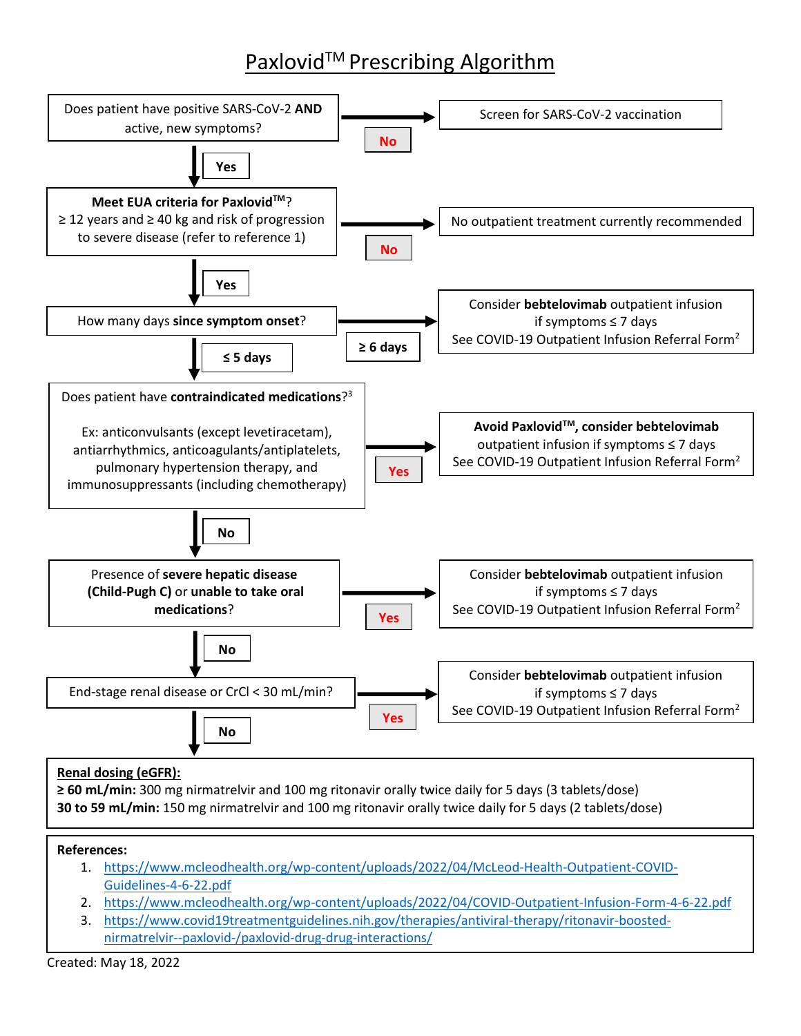# Paxlovid™ Prescribing Algorithm

Does patient have positive SARS-CoV-2 **AND** active, new symptoms?

- **No** → Screen for SARS-CoV-2 vaccination
- **Yes** ↓

**Meet EUA criteria for Paxlovid™?**
≥ 12 years and ≥ 40 kg and risk of progression to severe disease (refer to reference 1)

- **No** → No outpatient treatment currently recommended
- **Yes** ↓

How many days **since symptom onset**?

- **≥ 6 days** → Consider **bebtelovimab** outpatient infusion if symptoms ≤ 7 days. See COVID-19 Outpatient Infusion Referral Form[2]
- **≤ 5 days** ↓

Does patient have **contraindicated medications**?[3]

Ex: anticonvulsants (except levetiracetam), antiarrhythmics, anticoagulants/antiplatelets, pulmonary hypertension therapy, and immunosuppressants (including chemotherapy)

- **Yes** → **Avoid Paxlovid™, consider bebtelovimab** outpatient infusion if symptoms ≤ 7 days. See COVID-19 Outpatient Infusion Referral Form[2]
- **No** ↓

Presence of **severe hepatic disease (Child-Pugh C)** or **unable to take oral medications**?

- **Yes** → Consider **bebtelovimab** outpatient infusion if symptoms ≤ 7 days. See COVID-19 Outpatient Infusion Referral Form[2]
- **No** ↓

End-stage renal disease or CrCl < 30 mL/min?

- **Yes** → Consider **bebtelovimab** outpatient infusion if symptoms ≤ 7 days. See COVID-19 Outpatient Infusion Referral Form[2]
- **No** ↓

**Renal dosing (eGFR):**

**≥ 60 mL/min:** 300 mg nirmatrelvir and 100 mg ritonavir orally twice daily for 5 days (3 tablets/dose)

**30 to 59 mL/min:** 150 mg nirmatrelvir and 100 mg ritonavir orally twice daily for 5 days (2 tablets/dose)

**References:**

1. https://www.mcleodhealth.org/wp-content/uploads/2022/04/McLeod-Health-Outpatient-COVID-Guidelines-4-6-22.pdf
2. https://www.mcleodhealth.org/wp-content/uploads/2022/04/COVID-Outpatient-Infusion-Form-4-6-22.pdf
3. https://www.covid19treatmentguidelines.nih.gov/therapies/antiviral-therapy/ritonavir-boosted-nirmatrelvir--paxlovid-/paxlovid-drug-drug-interactions/

Created: May 18, 2022